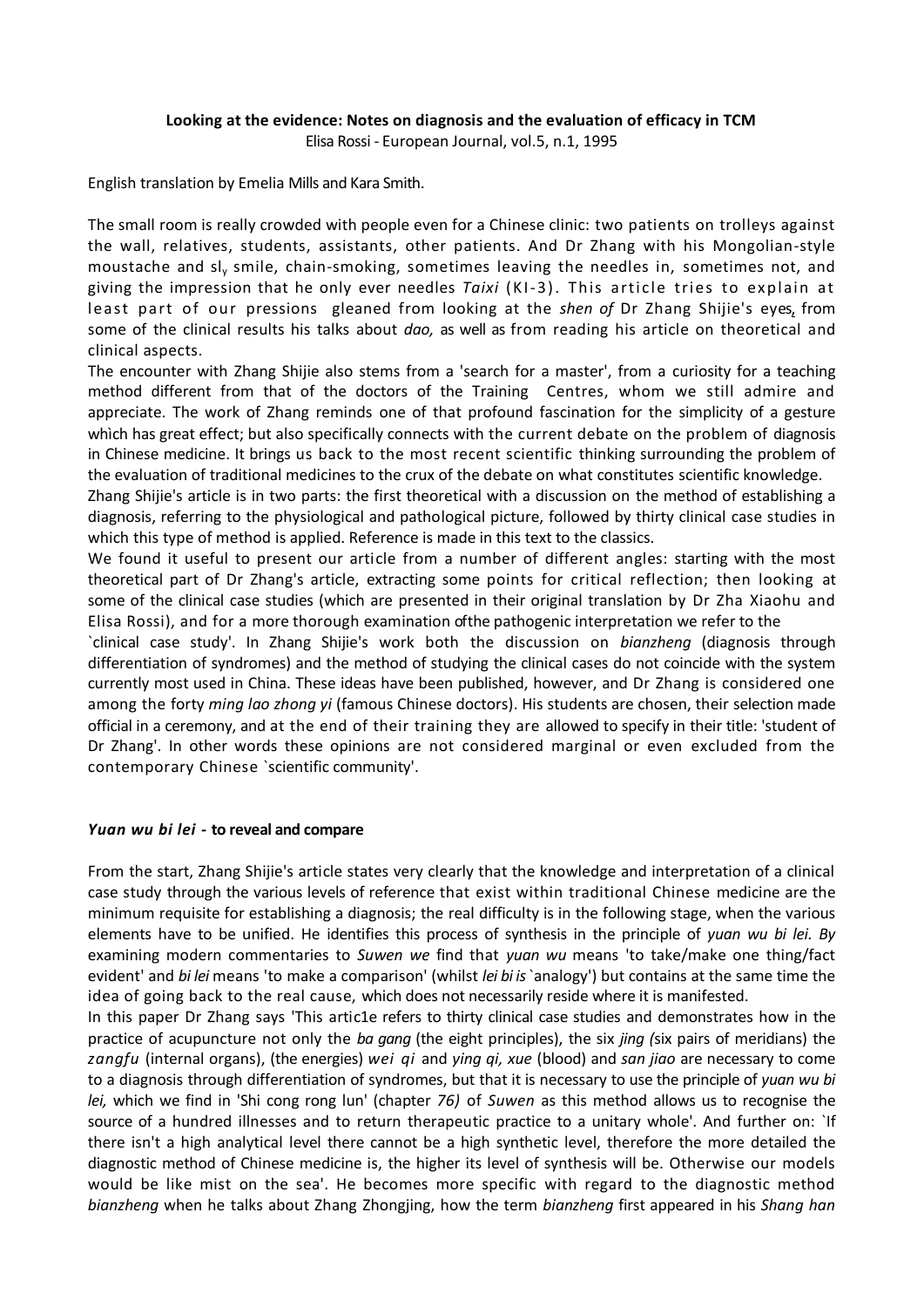**Looking at the evidence: Notes on diagnosis and the evaluation of efficacy in TCM**
Elisa Rossi - European Journal, vol.5, n.1, 1995

English translation by Emelia Mills and Kara Smith.

The small room is really crowded with people even for a Chinese clinic: two patients on trolleys against the wall, relatives, students, assistants, other patients. And Dr Zhang with his Mongolian-style moustache and sly smile, chain-smoking, sometimes leaving the needles in, sometimes not, and giving the impression that he only ever needles *Taixi* (KI-3). This article tries to explain at least part of our pressions gleaned from looking at the *shen of* Dr Zhang Shijie's eyes, from some of the clinical results his talks about *dao,* as well as from reading his article on theoretical and clinical aspects.

The encounter with Zhang Shijie also stems from a 'search for a master', from a curiosity for a teaching method different from that of the doctors of the Training Centres, whom we still admire and appreciate. The work of Zhang reminds one of that profound fascination for the simplicity of a gesture which has great effect; but also specifically connects with the current debate on the problem of diagnosis in Chinese medicine. It brings us back to the most recent scientific thinking surrounding the problem of the evaluation of traditional medicines to the crux of the debate on what constitutes scientific knowledge.

Zhang Shijie's article is in two parts: the first theoretical with a discussion on the method of establishing a diagnosis, referring to the physiological and pathological picture, followed by thirty clinical case studies in which this type of method is applied. Reference is made in this text to the classics.

We found it useful to present our article from a number of different angles: starting with the most theoretical part of Dr Zhang's article, extracting some points for critical reflection; then looking at some of the clinical case studies (which are presented in their original translation by Dr Zha Xiaohu and Elisa Rossi), and for a more thorough examination ofthe pathogenic interpretation we refer to the `clinical case study'. In Zhang Shijie's work both the discussion on *bianzheng* (diagnosis through differentiation of syndromes) and the method of studying the clinical cases do not coincide with the system currently most used in China. These ideas have been published, however, and Dr Zhang is considered one among the forty *ming lao zhong yi* (famous Chinese doctors). His students are chosen, their selection made official in a ceremony, and at the end of their training they are allowed to specify in their title: 'student of Dr Zhang'. In other words these opinions are not considered marginal or even excluded from the contemporary Chinese `scientific community'.

### *Yuan wu bi lei* - to reveal and compare

From the start, Zhang Shijie's article states very clearly that the knowledge and interpretation of a clinical case study through the various levels of reference that exist within traditional Chinese medicine are the minimum requisite for establishing a diagnosis; the real difficulty is in the following stage, when the various elements have to be unified. He identifies this process of synthesis in the principle of *yuan wu bi lei. By* examining modern commentaries to *Suwen we* find that *yuan wu* means 'to take/make one thing/fact evident' and *bi lei* means 'to make a comparison' (whilst *lei bi is* `analogy') but contains at the same time the idea of going back to the real cause, which does not necessarily reside where it is manifested.

In this paper Dr Zhang says 'This artic1e refers to thirty clinical case studies and demonstrates how in the practice of acupuncture not only the *ba gang* (the eight principles), the six *jing (*six pairs of meridians) the *zangfu* (internal organs), (the energies) *wei qi* and *ying qi, xue* (blood) and *san jiao* are necessary to come to a diagnosis through differentiation of syndromes, but that it is necessary to use the principle of *yuan wu bi lei,* which we find in 'Shi cong rong lun' (chapter *76)* of *Suwen* as this method allows us to recognise the source of a hundred illnesses and to return therapeutic practice to a unitary whole'. And further on: `If there isn't a high analytical level there cannot be a high synthetic level, therefore the more detailed the diagnostic method of Chinese medicine is, the higher its level of synthesis will be. Otherwise our models would be like mist on the sea'. He becomes more specific with regard to the diagnostic method *bianzheng* when he talks about Zhang Zhongjing, how the term *bianzheng* first appeared in his *Shang han*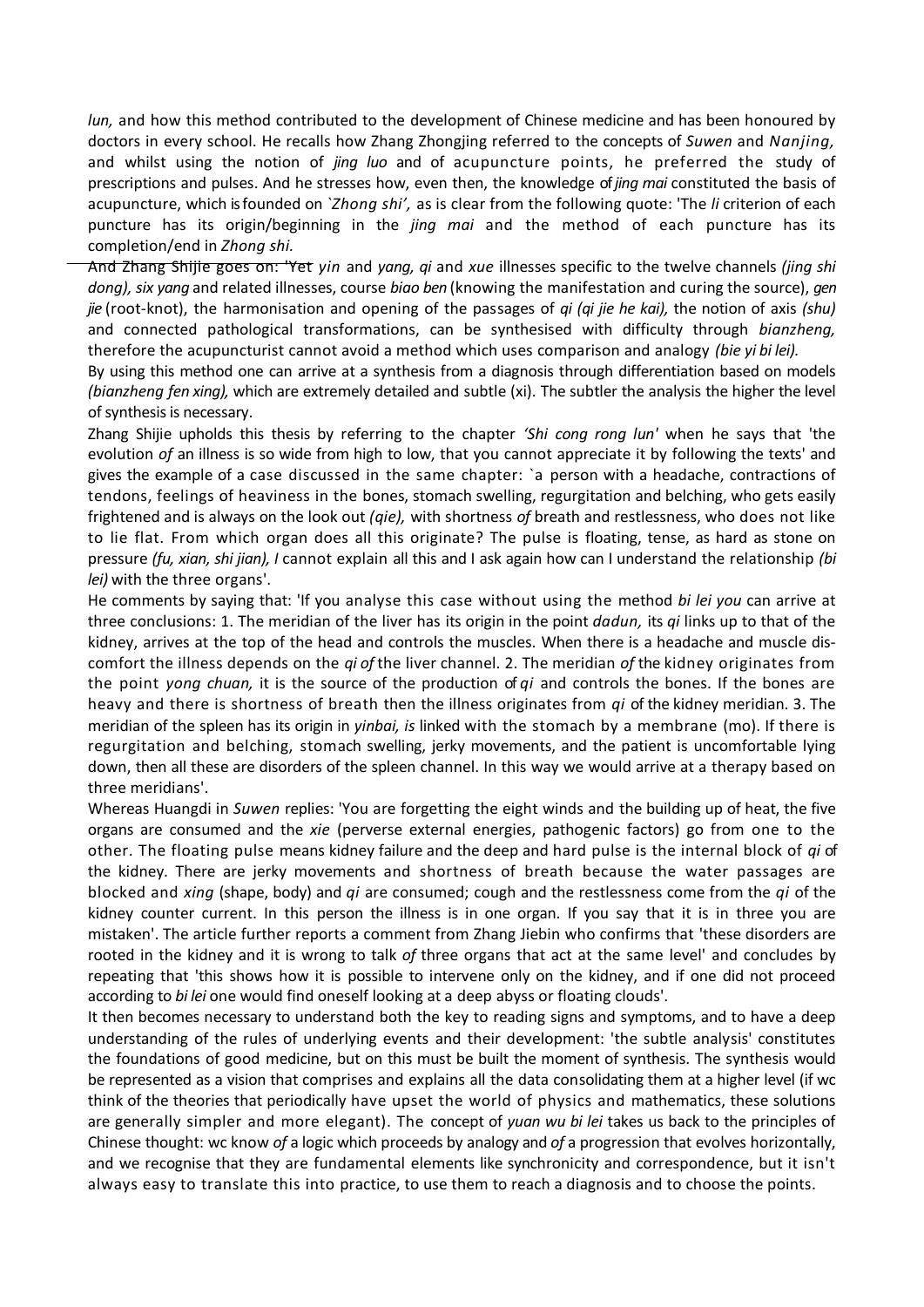*lun,* and how this method contributed to the development of Chinese medicine and has been honoured by doctors in every school. He recalls how Zhang Zhongjing referred to the concepts of *Suwen* and *Nanjing,* and whilst using the notion of *jing luo* and of acupuncture points, he preferred the study of prescriptions and pulses. And he stresses how, even then, the knowledge of *jing mai* constituted the basis of acupuncture, which is founded on `*Zhong shi',* as is clear from the following quote: 'The *li* criterion of each puncture has its origin/beginning in the *jing mai* and the method of each puncture has its completion/end in *Zhong shi.*

And Zhang Shijie goes on: 'Yet *yin* and *yang, qi* and *xue* illnesses specific to the twelve channels *(jing shi dong), six yang* and related illnesses, course *biao ben* (knowing the manifestation and curing the source), *gen jie* (root-knot), the harmonisation and opening of the passages of *qi (qi jie he kai),* the notion of axis *(shu)* and connected pathological transformations, can be synthesised with difficulty through *bianzheng,* therefore the acupuncturist cannot avoid a method which uses comparison and analogy *(bie yi bi lei).*

By using this method one can arrive at a synthesis from a diagnosis through differentiation based on models *(bianzheng fen xing),* which are extremely detailed and subtle (xi). The subtler the analysis the higher the level of synthesis is necessary.

Zhang Shijie upholds this thesis by referring to the chapter *'Shi cong rong lun'* when he says that 'the evolution *of* an illness is so wide from high to low, that you cannot appreciate it by following the texts' and gives the example of a case discussed in the same chapter: `a person with a headache, contractions of tendons, feelings of heaviness in the bones, stomach swelling, regurgitation and belching, who gets easily frightened and is always on the look out *(qie),* with shortness *of* breath and restlessness, who does not like to lie flat. From which organ does all this originate? The pulse is floating, tense, as hard as stone on pressure *(fu, xian, shi jian), I* cannot explain all this and I ask again how can I understand the relationship *(bi lei)* with the three organs'.

He comments by saying that: 'If you analyse this case without using the method *bi lei you* can arrive at three conclusions: 1. The meridian of the liver has its origin in the point *dadun,* its *qi* links up to that of the kidney, arrives at the top of the head and controls the muscles. When there is a headache and muscle dis-comfort the illness depends on the *qi of* the liver channel. 2. The meridian *of* the kidney originates from the point *yong chuan,* it is the source of the production of *qi* and controls the bones. If the bones are heavy and there is shortness of breath then the illness originates from *qi* of the kidney meridian. 3. The meridian of the spleen has its origin in *yinbai, is* linked with the stomach by a membrane (mo). If there is regurgitation and belching, stomach swelling, jerky movements, and the patient is uncomfortable lying down, then all these are disorders of the spleen channel. In this way we would arrive at a therapy based on three meridians'.

Whereas Huangdi in *Suwen* replies: 'You are forgetting the eight winds and the building up of heat, the five organs are consumed and the *xie* (perverse external energies, pathogenic factors) go from one to the other. The floating pulse means kidney failure and the deep and hard pulse is the internal block of *qi* of the kidney. There are jerky movements and shortness of breath because the water passages are blocked and *xing* (shape, body) and *qi* are consumed; cough and the restlessness come from the *qi* of the kidney counter current. In this person the illness is in one organ. If you say that it is in three you are mistaken'. The article further reports a comment from Zhang Jiebin who confirms that 'these disorders are rooted in the kidney and it is wrong to talk *of* three organs that act at the same level' and concludes by repeating that 'this shows how it is possible to intervene only on the kidney, and if one did not proceed according to *bi lei* one would find oneself looking at a deep abyss or floating clouds'.

It then becomes necessary to understand both the key to reading signs and symptoms, and to have a deep understanding of the rules of underlying events and their development: 'the subtle analysis' constitutes the foundations of good medicine, but on this must be built the moment of synthesis. The synthesis would be represented as a vision that comprises and explains all the data consolidating them at a higher level (if wc think of the theories that periodically have upset the world of physics and mathematics, these solutions are generally simpler and more elegant). The concept of *yuan wu bi lei* takes us back to the principles of Chinese thought: wc know *of* a logic which proceeds by analogy and *of* a progression that evolves horizontally, and we recognise that they are fundamental elements like synchronicity and correspondence, but it isn't always easy to translate this into practice, to use them to reach a diagnosis and to choose the points.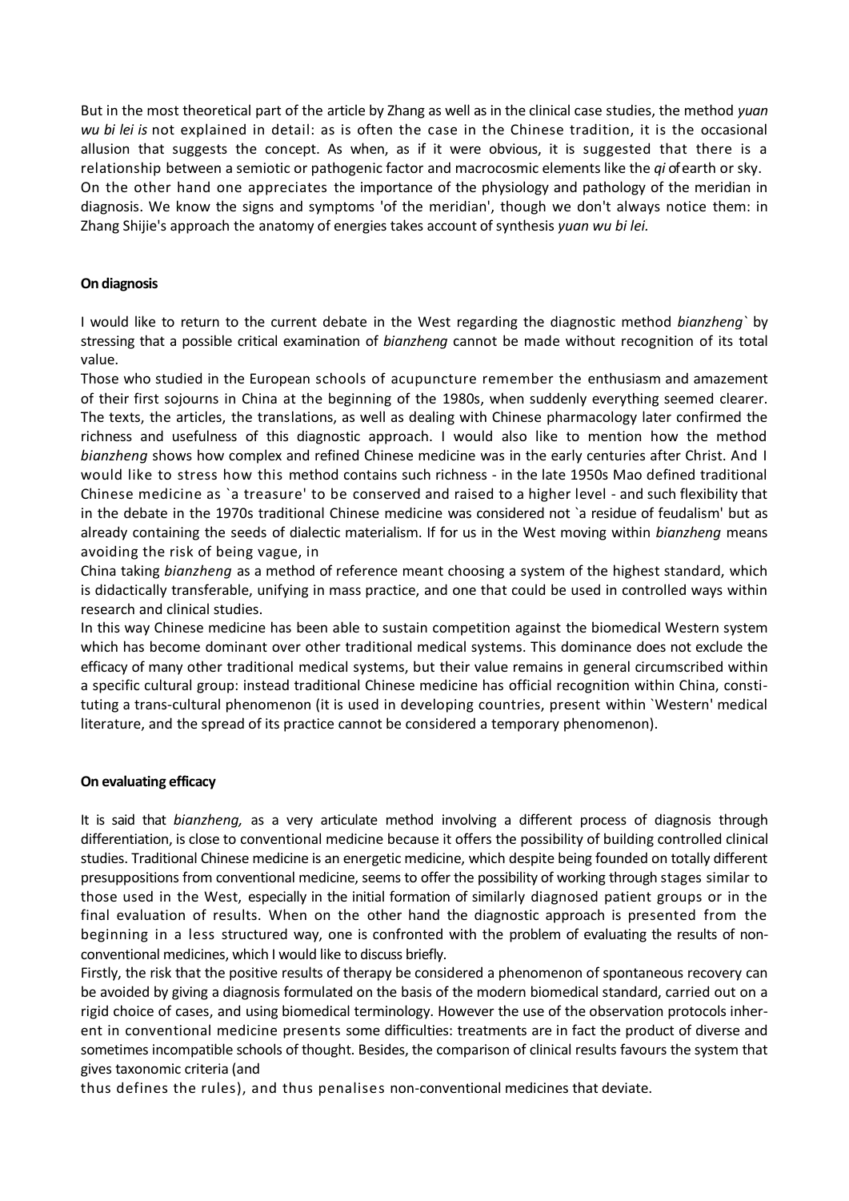But in the most theoretical part of the article by Zhang as well as in the clinical case studies, the method *yuan wu bi lei is* not explained in detail: as is often the case in the Chinese tradition, it is the occasional allusion that suggests the concept. As when, as if it were obvious, it is suggested that there is a relationship between a semiotic or pathogenic factor and macrocosmic elements like the *qi* of earth or sky.
On the other hand one appreciates the importance of the physiology and pathology of the meridian in diagnosis. We know the signs and symptoms 'of the meridian', though we don't always notice them: in Zhang Shijie's approach the anatomy of energies takes account of synthesis *yuan wu bi lei.*

**On diagnosis**

I would like to return to the current debate in the West regarding the diagnostic method *bianzheng*` by stressing that a possible critical examination of *bianzheng* cannot be made without recognition of its total value.
Those who studied in the European schools of acupuncture remember the enthusiasm and amazement of their first sojourns in China at the beginning of the 1980s, when suddenly everything seemed clearer. The texts, the articles, the translations, as well as dealing with Chinese pharmacology later confirmed the richness and usefulness of this diagnostic approach. I would also like to mention how the method *bianzheng* shows how complex and refined Chinese medicine was in the early centuries after Christ. And I would like to stress how this method contains such richness - in the late 1950s Mao defined traditional Chinese medicine as `a treasure' to be conserved and raised to a higher level - and such flexibility that in the debate in the 1970s traditional Chinese medicine was considered not `a residue of feudalism' but as already containing the seeds of dialectic materialism. If for us in the West moving within *bianzheng* means avoiding the risk of being vague, in
China taking *bianzheng* as a method of reference meant choosing a system of the highest standard, which is didactically transferable, unifying in mass practice, and one that could be used in controlled ways within research and clinical studies.
In this way Chinese medicine has been able to sustain competition against the biomedical Western system which has become dominant over other traditional medical systems. This dominance does not exclude the efficacy of many other traditional medical systems, but their value remains in general circumscribed within a specific cultural group: instead traditional Chinese medicine has official recognition within China, constituting a trans-cultural phenomenon (it is used in developing countries, present within `Western' medical literature, and the spread of its practice cannot be considered a temporary phenomenon).

**On evaluating efficacy**

It is said that *bianzheng,* as a very articulate method involving a different process of diagnosis through differentiation, is close to conventional medicine because it offers the possibility of building controlled clinical studies. Traditional Chinese medicine is an energetic medicine, which despite being founded on totally different presuppositions from conventional medicine, seems to offer the possibility of working through stages similar to those used in the West, especially in the initial formation of similarly diagnosed patient groups or in the final evaluation of results. When on the other hand the diagnostic approach is presented from the beginning in a less structured way, one is confronted with the problem of evaluating the results of non-conventional medicines, which I would like to discuss briefly.
Firstly, the risk that the positive results of therapy be considered a phenomenon of spontaneous recovery can be avoided by giving a diagnosis formulated on the basis of the modern biomedical standard, carried out on a rigid choice of cases, and using biomedical terminology. However the use of the observation protocols inherent in conventional medicine presents some difficulties: treatments are in fact the product of diverse and sometimes incompatible schools of thought. Besides, the comparison of clinical results favours the system that gives taxonomic criteria (and
thus defines the rules), and thus penalises non-conventional medicines that deviate.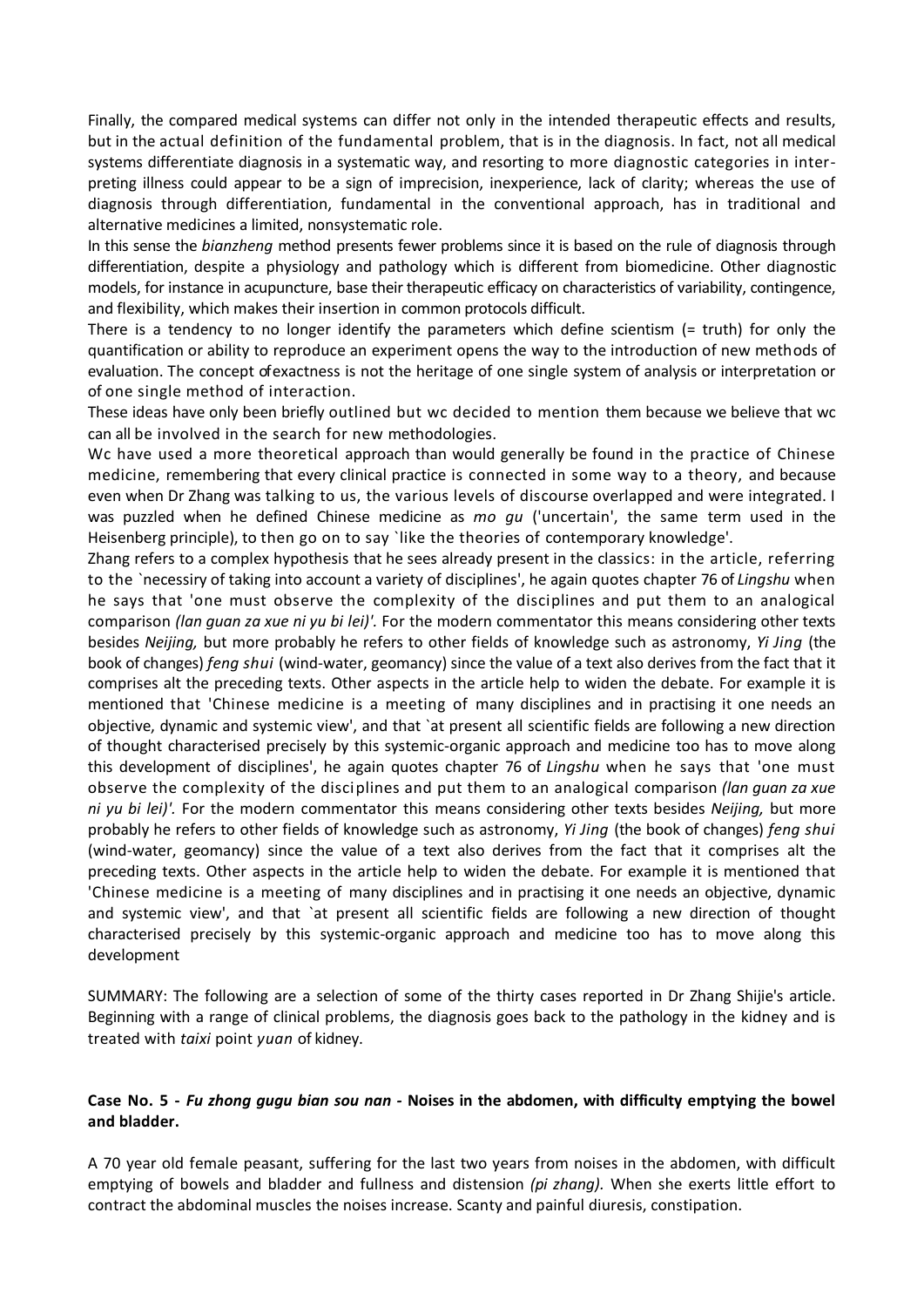Finally, the compared medical systems can differ not only in the intended therapeutic effects and results, but in the actual definition of the fundamental problem, that is in the diagnosis. In fact, not all medical systems differentiate diagnosis in a systematic way, and resorting to more diagnostic categories in interpreting illness could appear to be a sign of imprecision, inexperience, lack of clarity; whereas the use of diagnosis through differentiation, fundamental in the conventional approach, has in traditional and alternative medicines a limited, nonsystematic role.

In this sense the *bianzheng* method presents fewer problems since it is based on the rule of diagnosis through differentiation, despite a physiology and pathology which is different from biomedicine. Other diagnostic models, for instance in acupuncture, base their therapeutic efficacy on characteristics of variability, contingence, and flexibility, which makes their insertion in common protocols difficult.

There is a tendency to no longer identify the parameters which define scientism (= truth) for only the quantification or ability to reproduce an experiment opens the way to the introduction of new methods of evaluation. The concept ofexactness is not the heritage of one single system of analysis or interpretation or of one single method of interaction.

These ideas have only been briefly outlined but wc decided to mention them because we believe that wc can all be involved in the search for new methodologies.

Wc have used a more theoretical approach than would generally be found in the practice of Chinese medicine, remembering that every clinical practice is connected in some way to a theory, and because even when Dr Zhang was talking to us, the various levels of discourse overlapped and were integrated. I was puzzled when he defined Chinese medicine as *mo gu* ('uncertain', the same term used in the Heisenberg principle), to then go on to say `like the theories of contemporary knowledge'.

Zhang refers to a complex hypothesis that he sees already present in the classics: in the article, referring to the `necessiry of taking into account a variety of disciplines', he again quotes chapter 76 of *Lingshu* when he says that 'one must observe the complexity of the disciplines and put them to an analogical comparison *(lan guan za xue ni yu bi lei)'.* For the modern commentator this means considering other texts besides *Neijing,* but more probably he refers to other fields of knowledge such as astronomy, *Yi Jing* (the book of changes) *feng shui* (wind-water, geomancy) since the value of a text also derives from the fact that it comprises alt the preceding texts. Other aspects in the article help to widen the debate. For example it is mentioned that 'Chinese medicine is a meeting of many disciplines and in practising it one needs an objective, dynamic and systemic view', and that `at present all scientific fields are following a new direction of thought characterised precisely by this systemic-organic approach and medicine too has to move along this development of disciplines', he again quotes chapter 76 of *Lingshu* when he says that 'one must observe the complexity of the disciplines and put them to an analogical comparison *(lan guan za xue ni yu bi lei)'.* For the modern commentator this means considering other texts besides *Neijing,* but more probably he refers to other fields of knowledge such as astronomy, *Yi Jing* (the book of changes) *feng shui* (wind-water, geomancy) since the value of a text also derives from the fact that it comprises alt the preceding texts. Other aspects in the article help to widen the debate. For example it is mentioned that 'Chinese medicine is a meeting of many disciplines and in practising it one needs an objective, dynamic and systemic view', and that `at present all scientific fields are following a new direction of thought characterised precisely by this systemic-organic approach and medicine too has to move along this development

SUMMARY: The following are a selection of some of the thirty cases reported in Dr Zhang Shijie's article. Beginning with a range of clinical problems, the diagnosis goes back to the pathology in the kidney and is treated with *taixi* point *yuan* of kidney.

**Case No. 5 - *Fu zhong gugu bian sou nan* - Noises in the abdomen, with difficulty emptying the bowel and bladder.**

A 70 year old female peasant, suffering for the last two years from noises in the abdomen, with difficult emptying of bowels and bladder and fullness and distension *(pi zhang).* When she exerts little effort to contract the abdominal muscles the noises increase. Scanty and painful diuresis, constipation.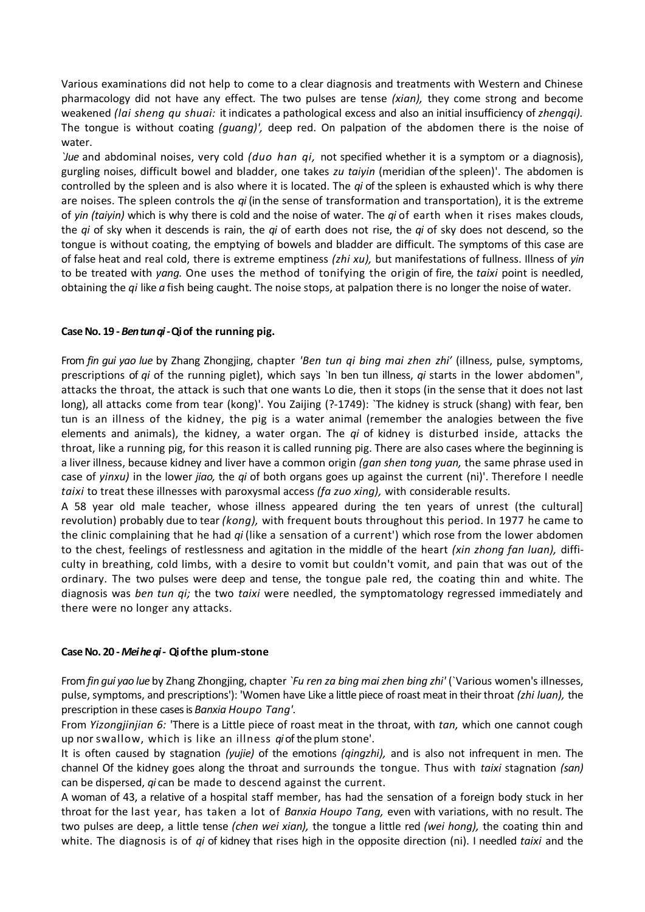Various examinations did not help to come to a clear diagnosis and treatments with Western and Chinese pharmacology did not have any effect. The two pulses are tense *(xian),* they come strong and become weakened *(lai sheng qu shuai:* it indicates a pathological excess and also an initial insufficiency of *zhengqi).* The tongue is without coating *(guang)',* deep red. On palpation of the abdomen there is the noise of water.

*`Jue* and abdominal noises, very cold *(duo han qi,* not specified whether it is a symptom or a diagnosis), gurgling noises, difficult bowel and bladder, one takes *zu taiyin* (meridian of the spleen)'. The abdomen is controlled by the spleen and is also where it is located. The *qi* of the spleen is exhausted which is why there are noises. The spleen controls the *qi* (in the sense of transformation and transportation), it is the extreme of *yin (taiyin)* which is why there is cold and the noise of water. The *qi* of earth when it rises makes clouds, the *qi* of sky when it descends is rain, the *qi* of earth does not rise, the *qi* of sky does not descend, so the tongue is without coating, the emptying of bowels and bladder are difficult. The symptoms of this case are of false heat and real cold, there is extreme emptiness *(zhi xu),* but manifestations of fullness. Illness of *yin* to be treated with *yang.* One uses the method of tonifying the origin of fire, the *taixi* point is needled, obtaining the *qi* like *a* fish being caught. The noise stops, at palpation there is no longer the noise of water.

### Case No. 19 - *Ben tun qi* - Qi of the running pig.

From *fin gui yao lue* by Zhang Zhongjing, chapter *'Ben tun qi bing mai zhen zhi'* (illness, pulse, symptoms, prescriptions of *qi* of the running piglet), which says `In ben tun illness, *qi* starts in the lower abdomen", attacks the throat, the attack is such that one wants Lo die, then it stops (in the sense that it does not last long), all attacks come from tear (kong)'. You Zaijing (?-1749): `The kidney is struck (shang) with fear, ben tun is an illness of the kidney, the pig is a water animal (remember the analogies between the five elements and animals), the kidney, a water organ. The *qi* of kidney is disturbed inside, attacks the throat, like a running pig, for this reason it is called running pig. There are also cases where the beginning is a liver illness, because kidney and liver have a common origin *(gan shen tong yuan,* the same phrase used in case of *yinxu)* in the lower *jiao,* the *qi* of both organs goes up against the current (ni)'. Therefore I needle *taixi* to treat these illnesses with paroxysmal access *(fa zuo xing),* with considerable results.

A 58 year old male teacher, whose illness appeared during the ten years of unrest (the cultural] revolution) probably due to tear *(kong),* with frequent bouts throughout this period. In 1977 he came to the clinic complaining that he had *qi* (like a sensation of a current') which rose from the lower abdomen to the chest, feelings of restlessness and agitation in the middle of the heart *(xin zhong fan luan),* difficulty in breathing, cold limbs, with a desire to vomit but couldn't vomit, and pain that was out of the ordinary. The two pulses were deep and tense, the tongue pale red, the coating thin and white. The diagnosis was *ben tun qi;* the two *taixi* were needled, the symptomatology regressed immediately and there were no longer any attacks.

### Case No. 20 - *Mei he qi* - Qi of the plum-stone

From *fin gui yao lue* by Zhang Zhongjing, chapter *`Fu ren za bing mai zhen bing zhi'* (`Various women's illnesses, pulse, symptoms, and prescriptions'): 'Women have Like a little piece of roast meat in their throat *(zhi luan),* the prescription in these cases is *Banxia Houpo Tang'.*

From *Yizongjinjian 6:* 'There is a Little piece of roast meat in the throat, with *tan,* which one cannot cough up nor swallow, which is like an illness *qi* of the plum stone'.

It is often caused by stagnation *(yujie)* of the emotions *(qingzhi),* and is also not infrequent in men. The channel Of the kidney goes along the throat and surrounds the tongue. Thus with *taixi* stagnation *(san)* can be dispersed, *qi* can be made to descend against the current.

A woman of 43, a relative of a hospital staff member, has had the sensation of a foreign body stuck in her throat for the last year, has taken a lot of *Banxia Houpo Tang,* even with variations, with no result. The two pulses are deep, a little tense *(chen wei xian),* the tongue a little red *(wei hong),* the coating thin and white. The diagnosis is of *qi* of kidney that rises high in the opposite direction (ni). I needled *taixi* and the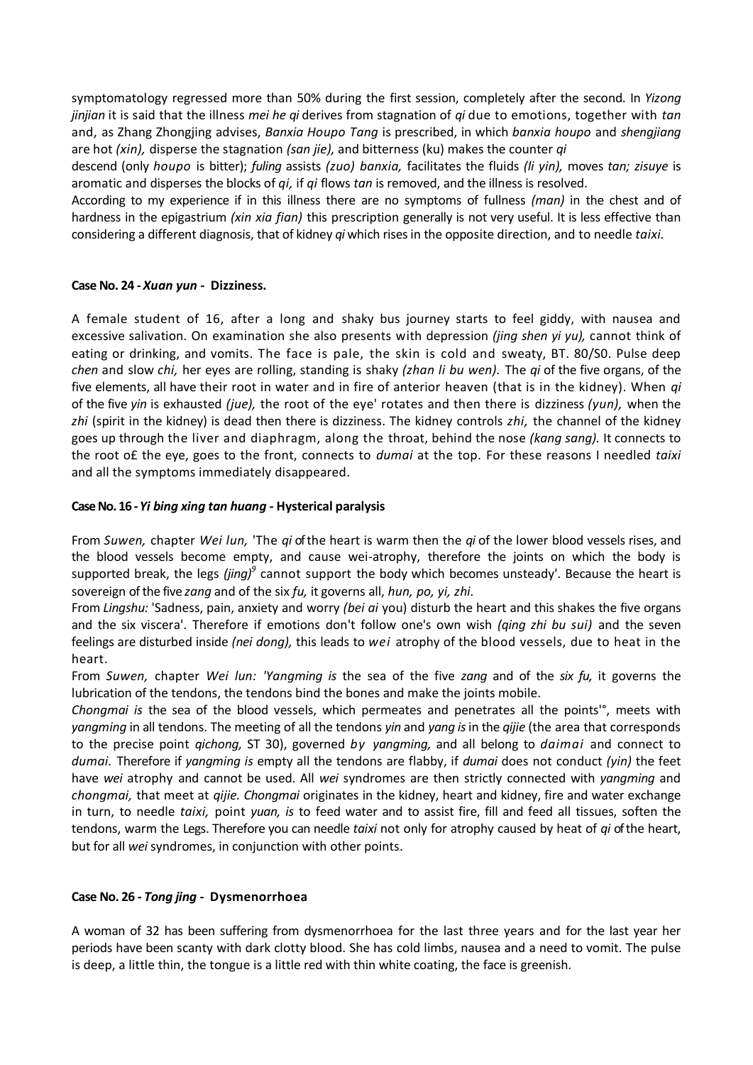symptomatology regressed more than 50% during the first session, completely after the second. In *Yizong jinjian* it is said that the illness *mei he qi* derives from stagnation of *qi* due to emotions, together with *tan* and, as Zhang Zhongjing advises, *Banxia Houpo Tang* is prescribed, in which *banxia houpo* and *shengjiang* are hot *(xin),* disperse the stagnation *(san jie),* and bitterness (ku) makes the counter *qi* descend (only *houpo* is bitter); *fuling* assists *(zuo) banxia,* facilitates the fluids *(li yin),* moves *tan; zisuye* is aromatic and disperses the blocks of *qi,* if *qi* flows *tan* is removed, and the illness is resolved.

According to my experience if in this illness there are no symptoms of fullness *(man)* in the chest and of hardness in the epigastrium *(xin xia fian)* this prescription generally is not very useful. It is less effective than considering a different diagnosis, that of kidney *qi* which rises in the opposite direction, and to needle *taixi.*

**Case No. 24 - *Xuan yun* - Dizziness.**

A female student of 16, after a long and shaky bus journey starts to feel giddy, with nausea and excessive salivation. On examination she also presents with depression *(jing shen yi yu),* cannot think of eating or drinking, and vomits. The face is pale, the skin is cold and sweaty, BT. 80/S0. Pulse deep *chen* and slow *chi,* her eyes are rolling, standing is shaky *(zhan li bu wen).* The *qi* of the five organs, of the five elements, all have their root in water and in fire of anterior heaven (that is in the kidney). When *qi* of the five *yin* is exhausted *(jue),* the root of the eye' rotates and then there is dizziness *(yun),* when the *zhi* (spirit in the kidney) is dead then there is dizziness. The kidney controls *zhi,* the channel of the kidney goes up through the liver and diaphragm, along the throat, behind the nose *(kang sang).* It connects to the root o£ the eye, goes to the front, connects to *dumai* at the top. For these reasons I needled *taixi* and all the symptoms immediately disappeared.

**Case No. 16 - *Yi bing xing tan huang* - Hysterical paralysis**

From *Suwen,* chapter *Wei lun,* 'The *qi* of the heart is warm then the *qi* of the lower blood vessels rises, and the blood vessels become empty, and cause wei-atrophy, therefore the joints on which the body is supported break, the legs *(jing)*[9] cannot support the body which becomes unsteady'. Because the heart is sovereign of the five *zang* and of the six *fu,* it governs all, *hun, po, yi, zhi.*

From *Lingshu:* 'Sadness, pain, anxiety and worry *(bei ai* you) disturb the heart and this shakes the five organs and the six viscera'. Therefore if emotions don't follow one's own wish *(qing zhi bu sui)* and the seven feelings are disturbed inside *(nei dong),* this leads to *wei* atrophy of the blood vessels, due to heat in the heart.

From *Suwen,* chapter *Wei lun: 'Yangming is* the sea of the five *zang* and of the *six fu,* it governs the lubrication of the tendons, the tendons bind the bones and make the joints mobile.

*Chongmai is* the sea of the blood vessels, which permeates and penetrates all the points'°, meets with *yangming* in all tendons. The meeting of all the tendons *yin* and *yang is* in the *qijie* (the area that corresponds to the precise point *qichong,* ST 30), governed *by yangming,* and all belong to *daimai* and connect to *dumai.* Therefore if *yangming is* empty all the tendons are flabby, if *dumai* does not conduct *(yin)* the feet have *wei* atrophy and cannot be used. All *wei* syndromes are then strictly connected with *yangming* and *chongmai,* that meet at *qijie. Chongmai* originates in the kidney, heart and kidney, fire and water exchange in turn, to needle *taixi,* point *yuan, is* to feed water and to assist fire, fill and feed all tissues, soften the tendons, warm the Legs. Therefore you can needle *taixi* not only for atrophy caused by heat of *qi* of the heart, but for all *wei* syndromes, in conjunction with other points.

**Case No. 26 - *Tong jing* - Dysmenorrhoea**

A woman of 32 has been suffering from dysmenorrhoea for the last three years and for the last year her periods have been scanty with dark clotty blood. She has cold limbs, nausea and a need to vomit. The pulse is deep, a little thin, the tongue is a little red with thin white coating, the face is greenish.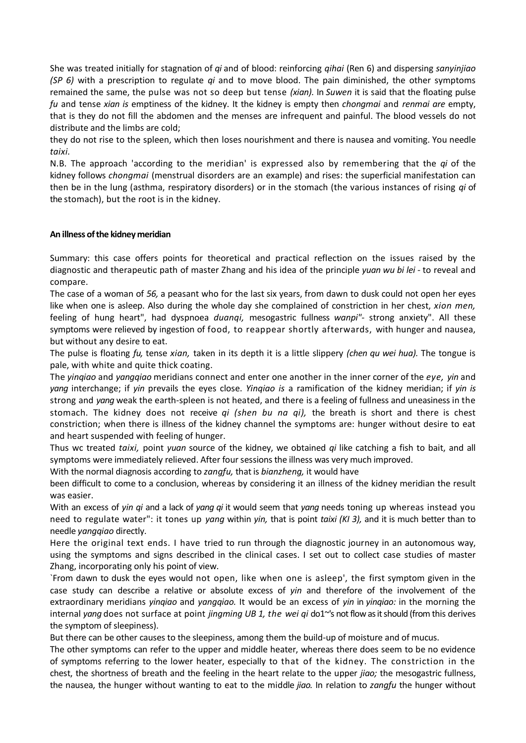She was treated initially for stagnation of *qi* and of blood: reinforcing *qihai* (Ren 6) and dispersing *sanyinjiao (SP 6)* with a prescription to regulate *qi* and to move blood. The pain diminished, the other symptoms remained the same, the pulse was not so deep but tense *(xian).* In *Suwen* it is said that the floating pulse *fu* and tense *xian is* emptiness of the kidney. It the kidney is empty then *chongmai* and *renmai are* empty, that is they do not fill the abdomen and the menses are infrequent and painful. The blood vessels do not distribute and the limbs are cold;

they do not rise to the spleen, which then loses nourishment and there is nausea and vomiting. You needle *taixi*.

N.B. The approach 'according to the meridian' is expressed also by remembering that the *qi* of the kidney follows *chongmai* (menstrual disorders are an example) and rises: the superficial manifestation can then be in the lung (asthma, respiratory disorders) or in the stomach (the various instances of rising *qi* of the stomach), but the root is in the kidney.

**An illness of the kidney meridian**

Summary: this case offers points for theoretical and practical reflection on the issues raised by the diagnostic and therapeutic path of master Zhang and his idea of the principle *yuan wu bi lei* - to reveal and compare.

The case of a woman of *56,* a peasant who for the last six years, from dawn to dusk could not open her eyes like when one is asleep. Also during the whole day she complained of constriction in her chest, *xion men,* feeling of hung heart", had dyspnoea *duanqi,* mesogastric fullness *wanpi"*- strong anxiety". All these symptoms were relieved by ingestion of food, to reappear shortly afterwards, with hunger and nausea, but without any desire to eat.

The pulse is floating *fu,* tense *xian,* taken in its depth it is a little slippery *(chen qu wei hua).* The tongue is pale, with white and quite thick coating.

The *yinqiao* and *yangqiao* meridians connect and enter one another in the inner corner of the *eye, yin* and *yang* interchange; if *yin* prevails the eyes close. *Yinqiao is* a ramification of the kidney meridian; if *yin is* strong and *yang* weak the earth-spleen is not heated, and there is a feeling of fullness and uneasiness in the stomach. The kidney does not receive *qi (shen bu na qi),* the breath is short and there is chest constriction; when there is illness of the kidney channel the symptoms are: hunger without desire to eat and heart suspended with feeling of hunger.

Thus wc treated *taixi,* point *yuan* source of the kidney, we obtained *qi* like catching a fish to bait, and all symptoms were immediately relieved. After four sessions the illness was very much improved.

With the normal diagnosis according to *zangfu,* that is *bianzheng,* it would have

been difficult to come to a conclusion, whereas by considering it an illness of the kidney meridian the result was easier.

With an excess of *yin qi* and a lack of *yang qi* it would seem that *yang* needs toning up whereas instead you need to regulate water": it tones up *yang* within *yin,* that is point *taixi (KI 3),* and it is much better than to needle *yangqiao* directly.

Here the original text ends. I have tried to run through the diagnostic journey in an autonomous way, using the symptoms and signs described in the clinical cases. I set out to collect case studies of master Zhang, incorporating only his point of view.

`From dawn to dusk the eyes would not open, like when one is asleep', the first symptom given in the case study can describe a relative or absolute excess of *yin* and therefore of the involvement of the extraordinary meridians *yinqiao* and *yangqiao.* It would be an excess of *yin* in *yinqiao:* in the morning the internal *yang* does not surface at point *jingming UB 1, the wei qi* do1~'s not flow as it should (from this derives the symptom of sleepiness).

But there can be other causes to the sleepiness, among them the build-up of moisture and of mucus.

The other symptoms can refer to the upper and middle heater, whereas there does seem to be no evidence of symptoms referring to the lower heater, especially to that of the kidney. The constriction in the chest, the shortness of breath and the feeling in the heart relate to the upper *jiao;* the mesogastric fullness, the nausea, the hunger without wanting to eat to the middle *jiao.* In relation to *zangfu* the hunger without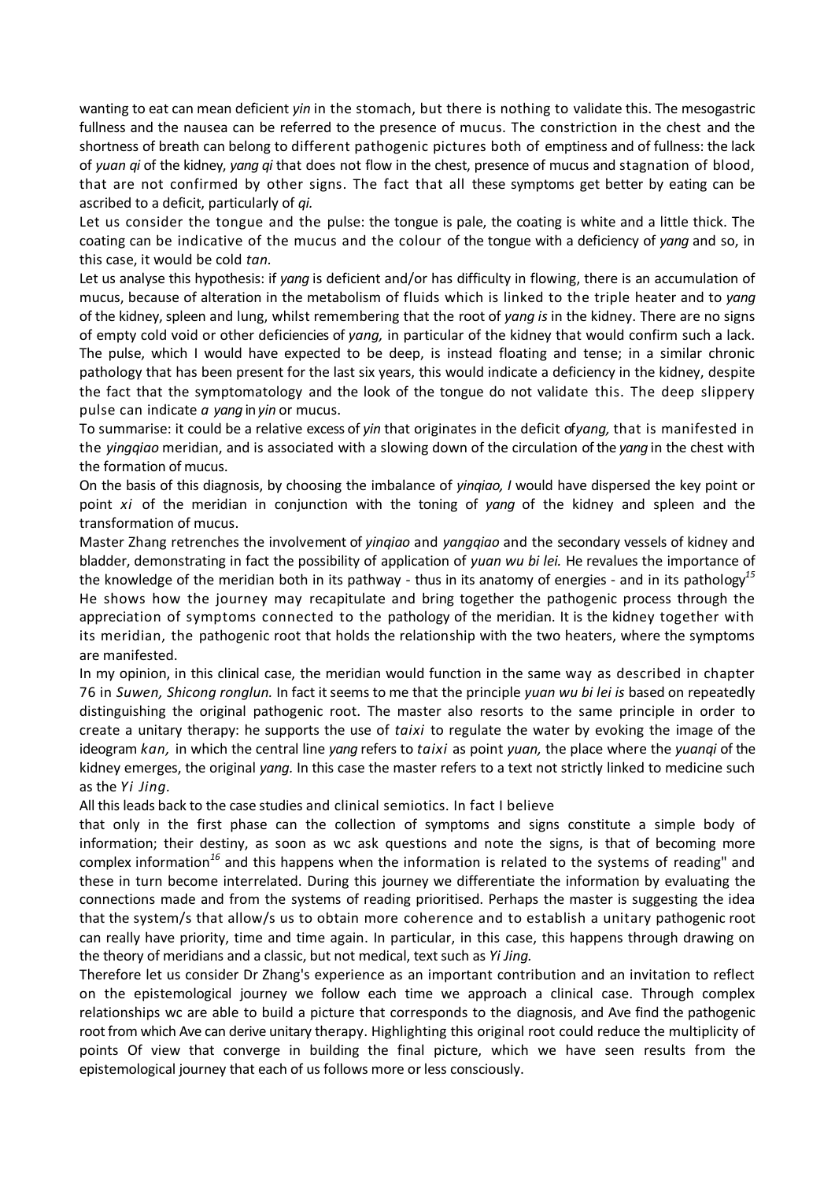wanting to eat can mean deficient *yin* in the stomach, but there is nothing to validate this. The mesogastric fullness and the nausea can be referred to the presence of mucus. The constriction in the chest and the shortness of breath can belong to different pathogenic pictures both of emptiness and of fullness: the lack of *yuan qi* of the kidney, *yang qi* that does not flow in the chest, presence of mucus and stagnation of blood, that are not confirmed by other signs. The fact that all these symptoms get better by eating can be ascribed to a deficit, particularly of *qi.*

Let us consider the tongue and the pulse: the tongue is pale, the coating is white and a little thick. The coating can be indicative of the mucus and the colour of the tongue with a deficiency of *yang* and so, in this case, it would be cold *tan.*

Let us analyse this hypothesis: if *yang* is deficient and/or has difficulty in flowing, there is an accumulation of mucus, because of alteration in the metabolism of fluids which is linked to the triple heater and to *yang* of the kidney, spleen and lung, whilst remembering that the root of *yang is* in the kidney. There are no signs of empty cold void or other deficiencies of *yang,* in particular of the kidney that would confirm such a lack. The pulse, which I would have expected to be deep, is instead floating and tense; in a similar chronic pathology that has been present for the last six years, this would indicate a deficiency in the kidney, despite the fact that the symptomatology and the look of the tongue do not validate this. The deep slippery pulse can indicate *a yang* in *yin* or mucus.

To summarise: it could be a relative excess of *yin* that originates in the deficit of *yang,* that is manifested in the *yingqiao* meridian, and is associated with a slowing down of the circulation of the *yang* in the chest with the formation of mucus.

On the basis of this diagnosis, by choosing the imbalance of *yinqiao, I* would have dispersed the key point or point *xi* of the meridian in conjunction with the toning of *yang* of the kidney and spleen and the transformation of mucus.

Master Zhang retrenches the involvement of *yinqiao* and *yangqiao* and the secondary vessels of kidney and bladder, demonstrating in fact the possibility of application of *yuan wu bi lei.* He revalues the importance of the knowledge of the meridian both in its pathway - thus in its anatomy of energies - and in its pathology[15] He shows how the journey may recapitulate and bring together the pathogenic process through the appreciation of symptoms connected to the pathology of the meridian. It is the kidney together with its meridian, the pathogenic root that holds the relationship with the two heaters, where the symptoms are manifested.

In my opinion, in this clinical case, the meridian would function in the same way as described in chapter 76 in *Suwen, Shicong ronglun.* In fact it seems to me that the principle *yuan wu bi lei is* based on repeatedly distinguishing the original pathogenic root. The master also resorts to the same principle in order to create a unitary therapy: he supports the use of *taixi* to regulate the water by evoking the image of the ideogram *kan,* in which the central line *yang* refers to *taixi* as point *yuan,* the place where the *yuanqi* of the kidney emerges, the original *yang.* In this case the master refers to a text not strictly linked to medicine such as the *Yi Jing.*

All this leads back to the case studies and clinical semiotics. In fact I believe

that only in the first phase can the collection of symptoms and signs constitute a simple body of information; their destiny, as soon as wc ask questions and note the signs, is that of becoming more complex information[16] and this happens when the information is related to the systems of reading" and these in turn become interrelated. During this journey we differentiate the information by evaluating the connections made and from the systems of reading prioritised. Perhaps the master is suggesting the idea that the system/s that allow/s us to obtain more coherence and to establish a unitary pathogenic root can really have priority, time and time again. In particular, in this case, this happens through drawing on the theory of meridians and a classic, but not medical, text such as *Yi Jing.*

Therefore let us consider Dr Zhang's experience as an important contribution and an invitation to reflect on the epistemological journey we follow each time we approach a clinical case. Through complex relationships wc are able to build a picture that corresponds to the diagnosis, and Ave find the pathogenic root from which Ave can derive unitary therapy. Highlighting this original root could reduce the multiplicity of points Of view that converge in building the final picture, which we have seen results from the epistemological journey that each of us follows more or less consciously.